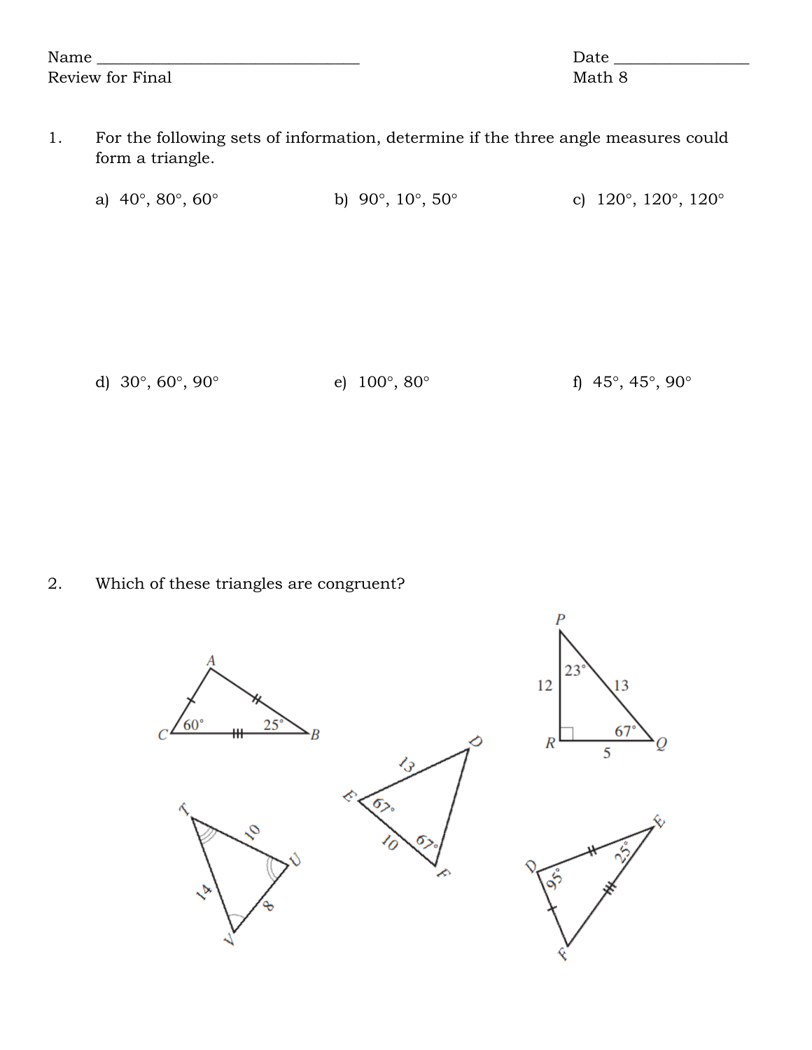Name ________________________________ Date ________________

Review for Final Math 8

1. For the following sets of information, determine if the three angle measures could form a triangle.

   a) 40°, 80°, 60°    b) 90°, 10°, 50°    c) 120°, 120°, 120°

   d) 30°, 60°, 90°    e) 100°, 80°    f) 45°, 45°, 90°

2. Which of these triangles are congruent?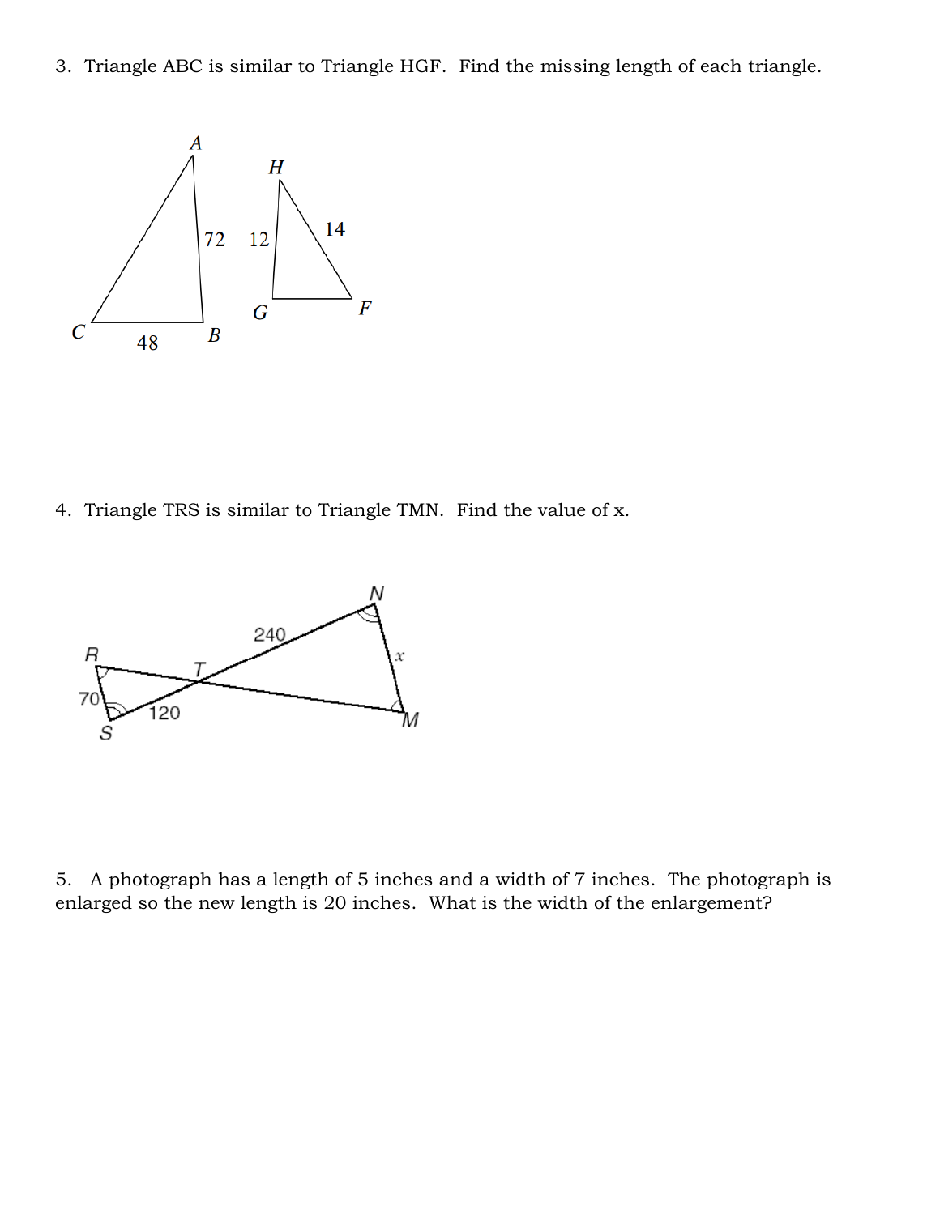3. Triangle ABC is similar to Triangle HGF. Find the missing length of each triangle.

A

H

72 12

14

G

F

C

48

B

4. Triangle TRS is similar to Triangle TMN. Find the value of x.

N

240

R

T

$x$

70

120

M

S

5. A photograph has a length of 5 inches and a width of 7 inches. The photograph is enlarged so the new length is 20 inches. What is the width of the enlargement?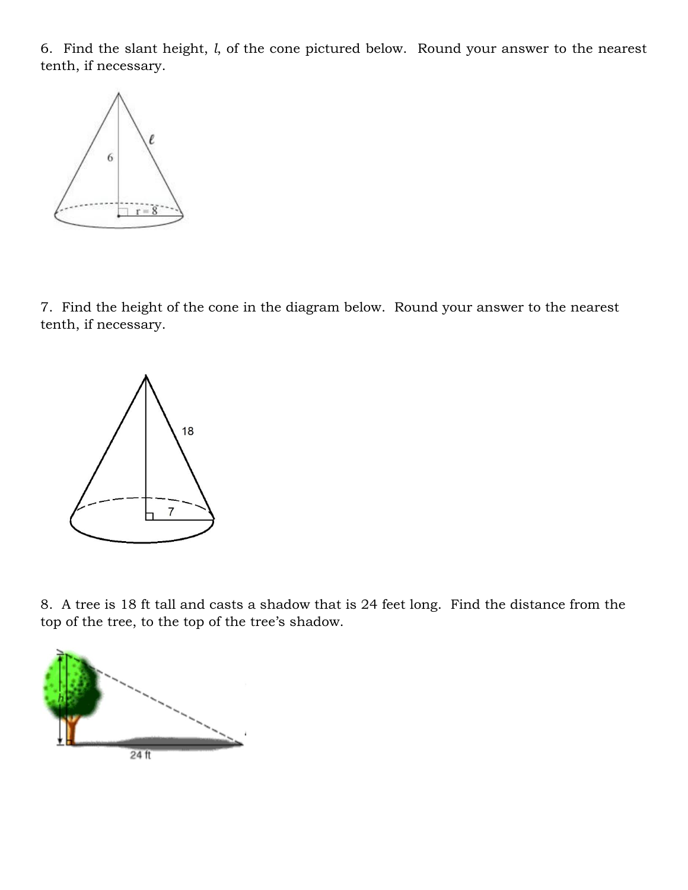6. Find the slant height, *l*, of the cone pictured below. Round your answer to the nearest tenth, if necessary.

7. Find the height of the cone in the diagram below. Round your answer to the nearest tenth, if necessary.

8. A tree is 18 ft tall and casts a shadow that is 24 feet long. Find the distance from the top of the tree, to the top of the tree's shadow.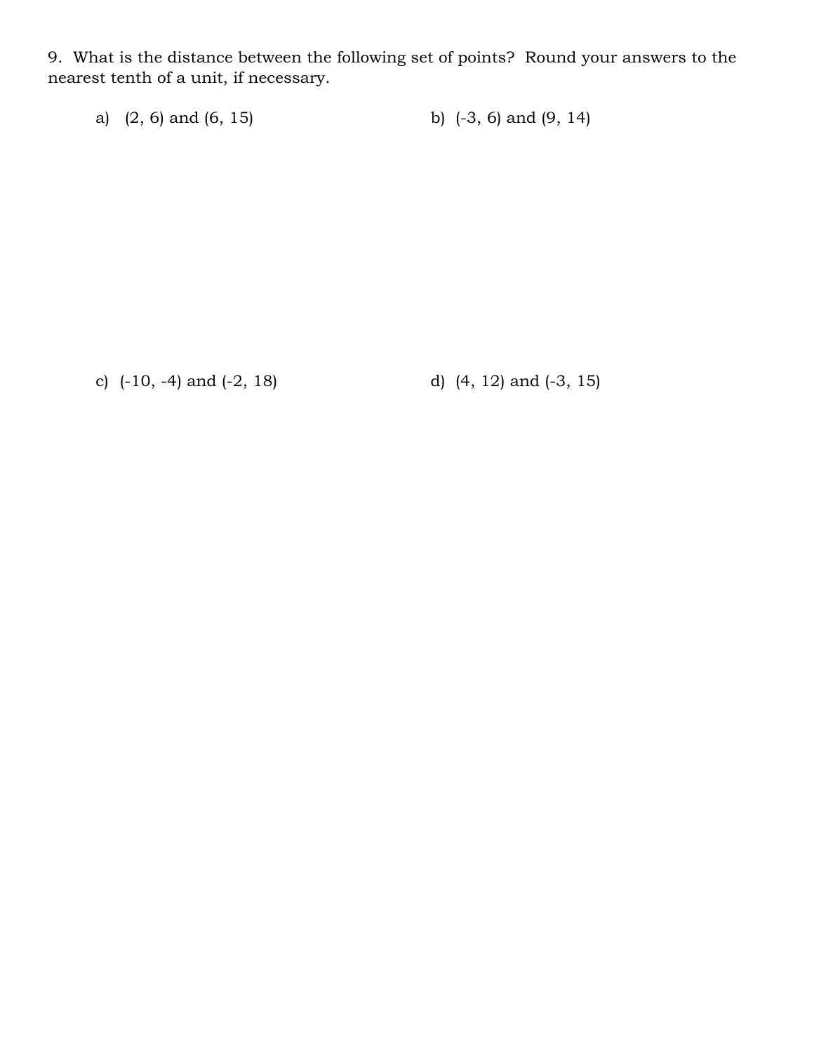9. What is the distance between the following set of points? Round your answers to the nearest tenth of a unit, if necessary.

a) (2, 6) and (6, 15)

b) (-3, 6) and (9, 14)

c) (-10, -4) and (-2, 18)

d) (4, 12) and (-3, 15)